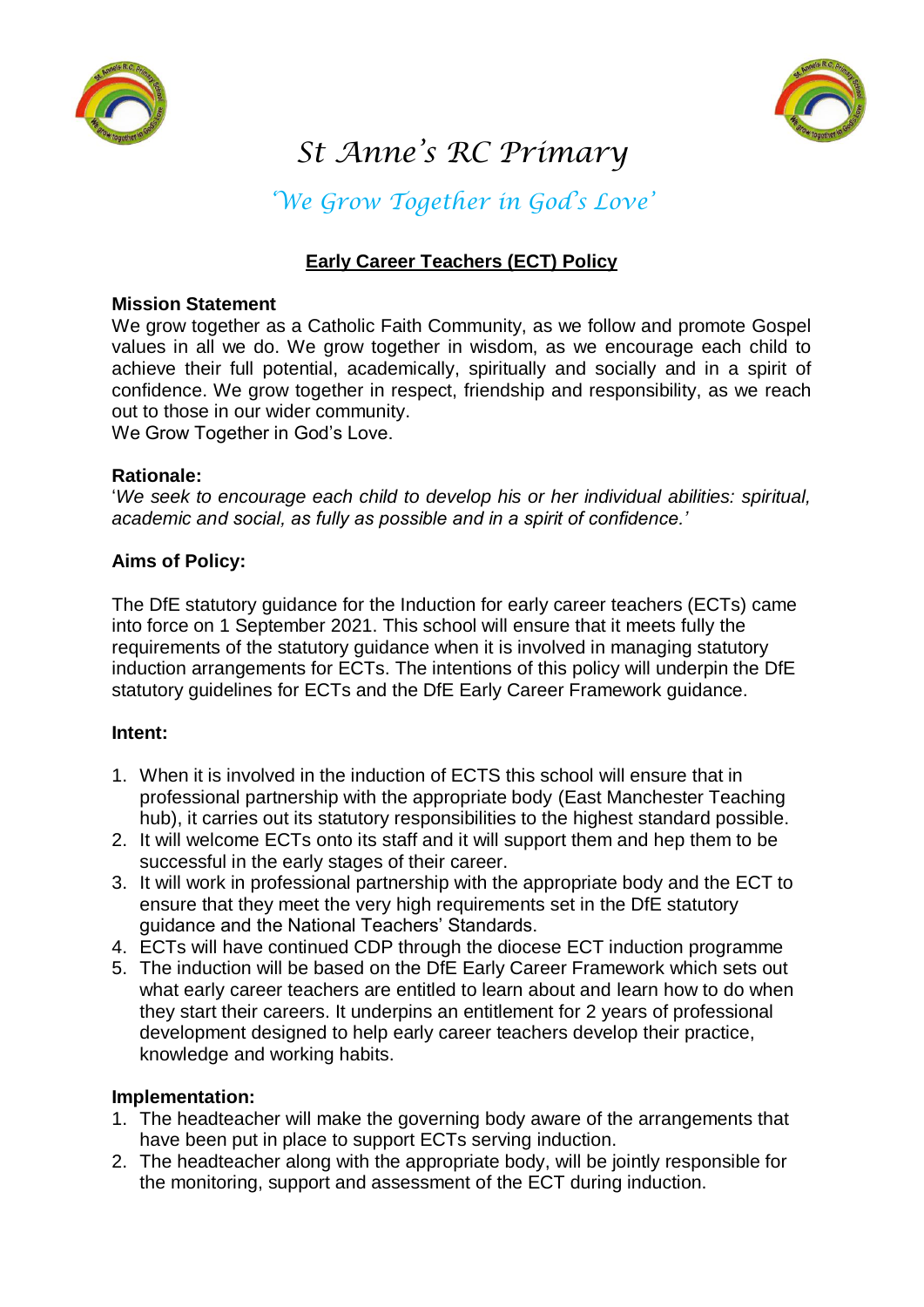# St Anne's RC Primary

## *'We Grow Together in God's Love'*

### Early Career Teachers (ECT) Policy

**Mission Statement**

We grow together as a Catholic Faith Community, as we follow and promote Gospel values in all we do. We grow together in wisdom, as we encourage each child to achieve their full potential, academically, spiritually and socially and in a spirit of confidence. We grow together in respect, friendship and responsibility, as we reach out to those in our wider community.

We Grow Together in God's Love.

**Rationale:**

'*We seek to encourage each child to develop his or her individual abilities: spiritual, academic and social, as fully as possible and in a spirit of confidence.'*

**Aims of Policy:**

The DfE statutory guidance for the Induction for early career teachers (ECTs) came into force on 1 September 2021. This school will ensure that it meets fully the requirements of the statutory guidance when it is involved in managing statutory induction arrangements for ECTs. The intentions of this policy will underpin the DfE statutory guidelines for ECTs and the DfE Early Career Framework guidance.

**Intent:**

1. When it is involved in the induction of ECTS this school will ensure that in professional partnership with the appropriate body (East Manchester Teaching hub), it carries out its statutory responsibilities to the highest standard possible.
2. It will welcome ECTs onto its staff and it will support them and hep them to be successful in the early stages of their career.
3. It will work in professional partnership with the appropriate body and the ECT to ensure that they meet the very high requirements set in the DfE statutory guidance and the National Teachers' Standards.
4. ECTs will have continued CDP through the diocese ECT induction programme
5. The induction will be based on the DfE Early Career Framework which sets out what early career teachers are entitled to learn about and learn how to do when they start their careers. It underpins an entitlement for 2 years of professional development designed to help early career teachers develop their practice, knowledge and working habits.

**Implementation:**

1. The headteacher will make the governing body aware of the arrangements that have been put in place to support ECTs serving induction.
2. The headteacher along with the appropriate body, will be jointly responsible for the monitoring, support and assessment of the ECT during induction.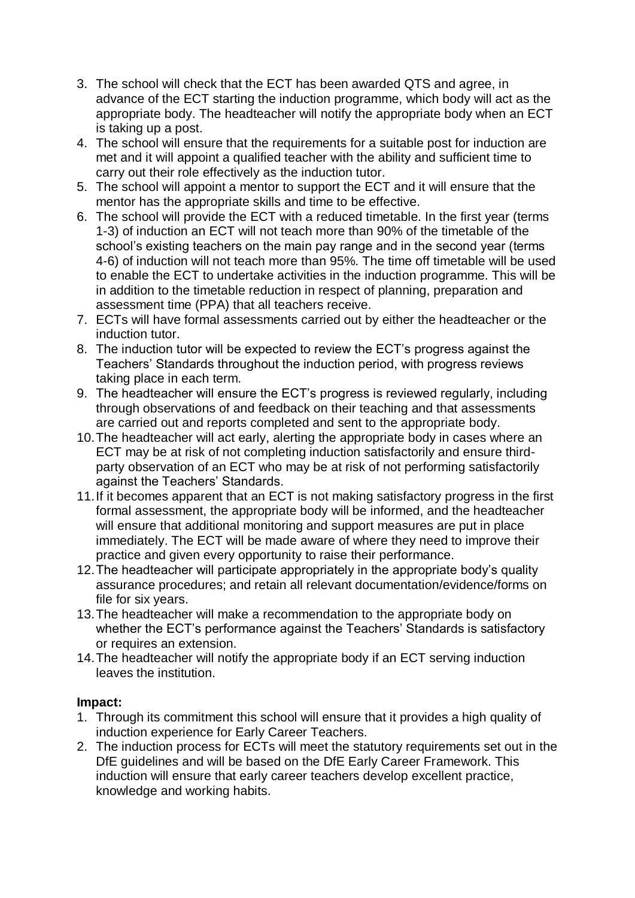3. The school will check that the ECT has been awarded QTS and agree, in advance of the ECT starting the induction programme, which body will act as the appropriate body. The headteacher will notify the appropriate body when an ECT is taking up a post.
4. The school will ensure that the requirements for a suitable post for induction are met and it will appoint a qualified teacher with the ability and sufficient time to carry out their role effectively as the induction tutor.
5. The school will appoint a mentor to support the ECT and it will ensure that the mentor has the appropriate skills and time to be effective.
6. The school will provide the ECT with a reduced timetable. In the first year (terms 1-3) of induction an ECT will not teach more than 90% of the timetable of the school's existing teachers on the main pay range and in the second year (terms 4-6) of induction will not teach more than 95%. The time off timetable will be used to enable the ECT to undertake activities in the induction programme. This will be in addition to the timetable reduction in respect of planning, preparation and assessment time (PPA) that all teachers receive.
7. ECTs will have formal assessments carried out by either the headteacher or the induction tutor.
8. The induction tutor will be expected to review the ECT's progress against the Teachers' Standards throughout the induction period, with progress reviews taking place in each term.
9. The headteacher will ensure the ECT's progress is reviewed regularly, including through observations of and feedback on their teaching and that assessments are carried out and reports completed and sent to the appropriate body.
10. The headteacher will act early, alerting the appropriate body in cases where an ECT may be at risk of not completing induction satisfactorily and ensure third-party observation of an ECT who may be at risk of not performing satisfactorily against the Teachers' Standards.
11. If it becomes apparent that an ECT is not making satisfactory progress in the first formal assessment, the appropriate body will be informed, and the headteacher will ensure that additional monitoring and support measures are put in place immediately. The ECT will be made aware of where they need to improve their practice and given every opportunity to raise their performance.
12. The headteacher will participate appropriately in the appropriate body's quality assurance procedures; and retain all relevant documentation/evidence/forms on file for six years.
13. The headteacher will make a recommendation to the appropriate body on whether the ECT's performance against the Teachers' Standards is satisfactory or requires an extension.
14. The headteacher will notify the appropriate body if an ECT serving induction leaves the institution.

**Impact:**

1. Through its commitment this school will ensure that it provides a high quality of induction experience for Early Career Teachers.
2. The induction process for ECTs will meet the statutory requirements set out in the DfE guidelines and will be based on the DfE Early Career Framework. This induction will ensure that early career teachers develop excellent practice, knowledge and working habits.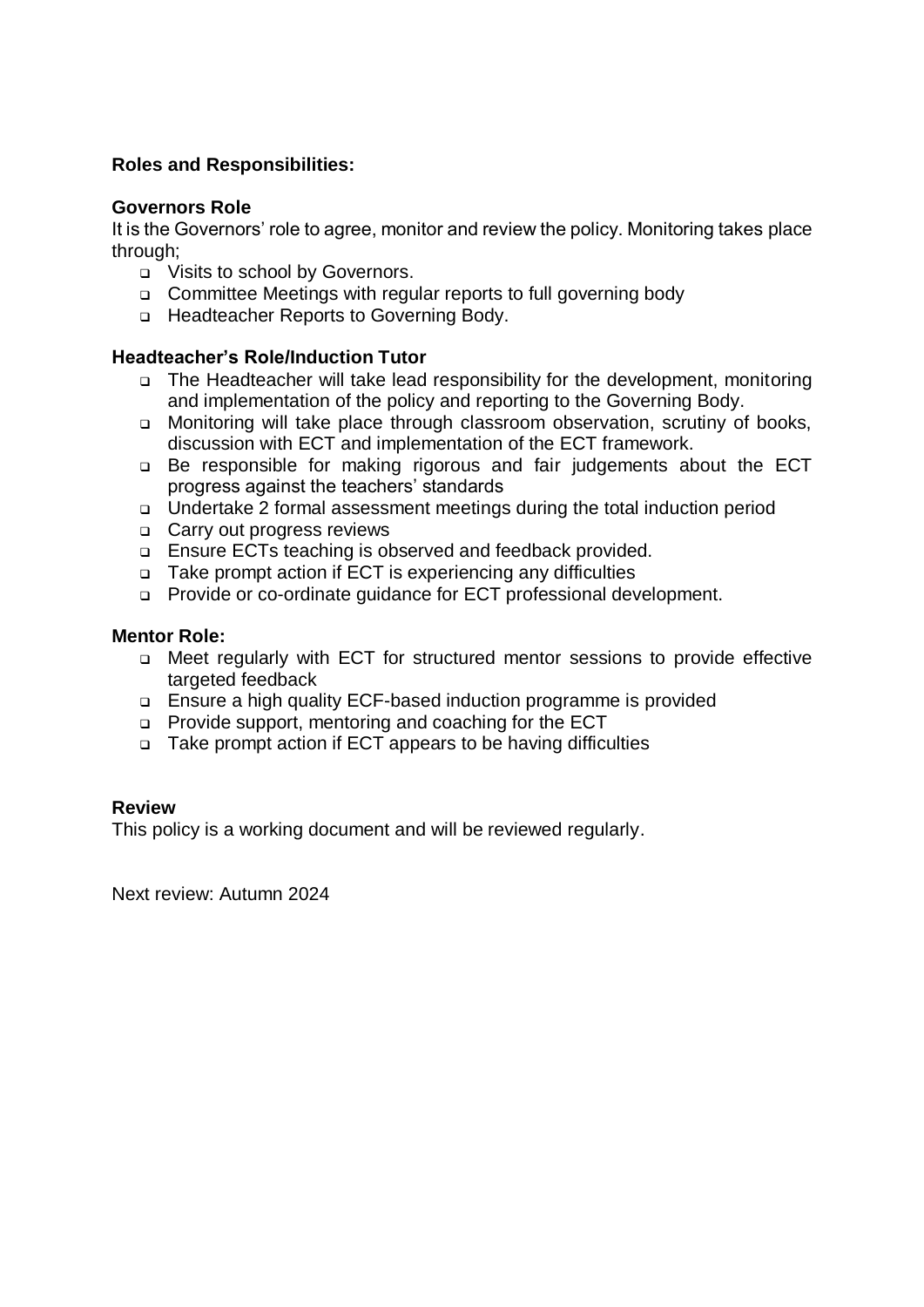**Roles and Responsibilities:**

**Governors Role**

It is the Governors' role to agree, monitor and review the policy. Monitoring takes place through;

- Visits to school by Governors.
- Committee Meetings with regular reports to full governing body
- Headteacher Reports to Governing Body.

**Headteacher's Role/Induction Tutor**

- The Headteacher will take lead responsibility for the development, monitoring and implementation of the policy and reporting to the Governing Body.
- Monitoring will take place through classroom observation, scrutiny of books, discussion with ECT and implementation of the ECT framework.
- Be responsible for making rigorous and fair judgements about the ECT progress against the teachers' standards
- Undertake 2 formal assessment meetings during the total induction period
- Carry out progress reviews
- Ensure ECTs teaching is observed and feedback provided.
- Take prompt action if ECT is experiencing any difficulties
- Provide or co-ordinate guidance for ECT professional development.

**Mentor Role:**

- Meet regularly with ECT for structured mentor sessions to provide effective targeted feedback
- Ensure a high quality ECF-based induction programme is provided
- Provide support, mentoring and coaching for the ECT
- Take prompt action if ECT appears to be having difficulties

**Review**

This policy is a working document and will be reviewed regularly.

Next review: Autumn 2024